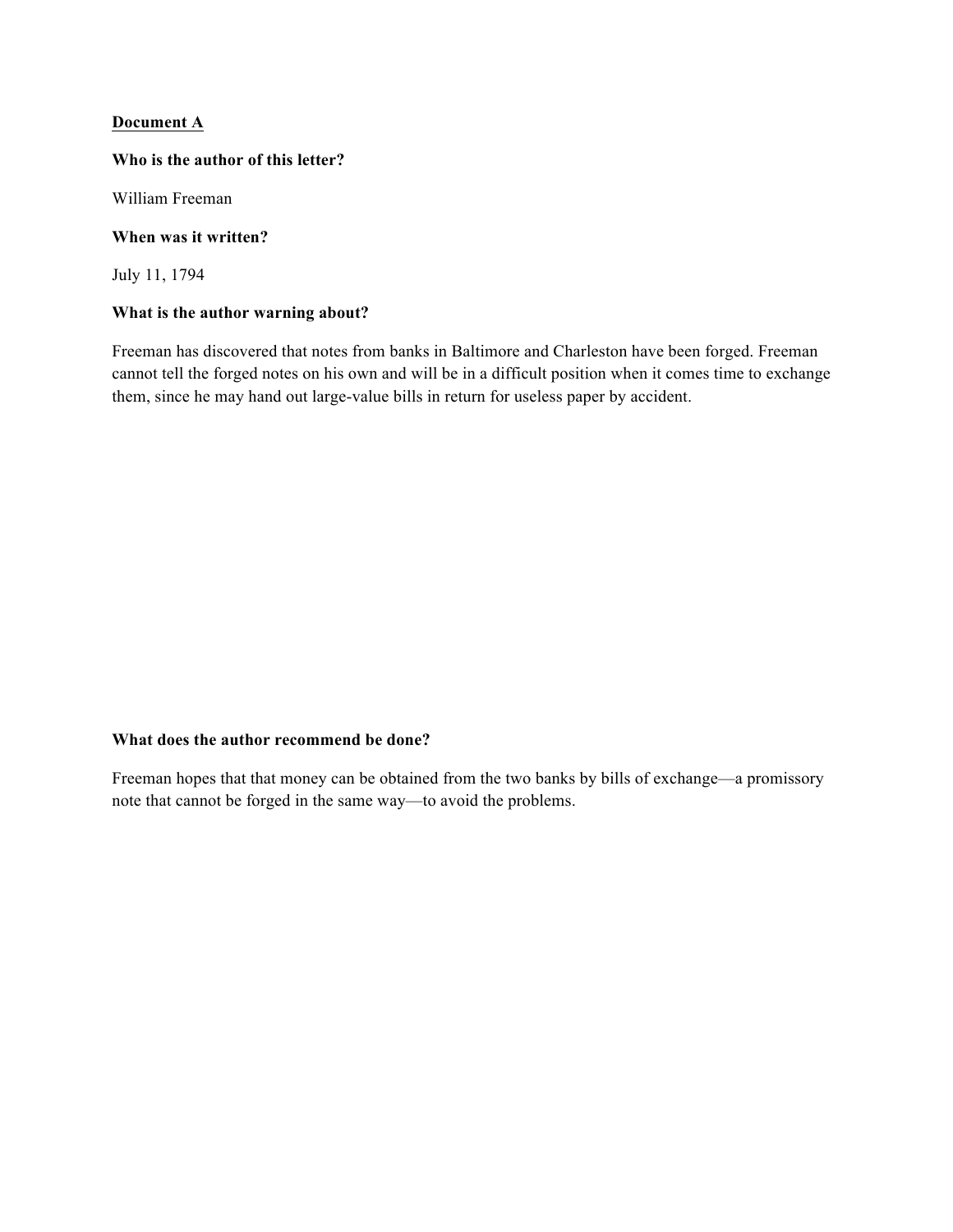<u>**Document A**</u>

**Who is the author of this letter?**

William Freeman

**When was it written?**

July 11, 1794

**What is the author warning about?**

Freeman has discovered that notes from banks in Baltimore and Charleston have been forged. Freeman cannot tell the forged notes on his own and will be in a difficult position when it comes time to exchange them, since he may hand out large-value bills in return for useless paper by accident.

**What does the author recommend be done?**

Freeman hopes that that money can be obtained from the two banks by bills of exchange—a promissory note that cannot be forged in the same way—to avoid the problems.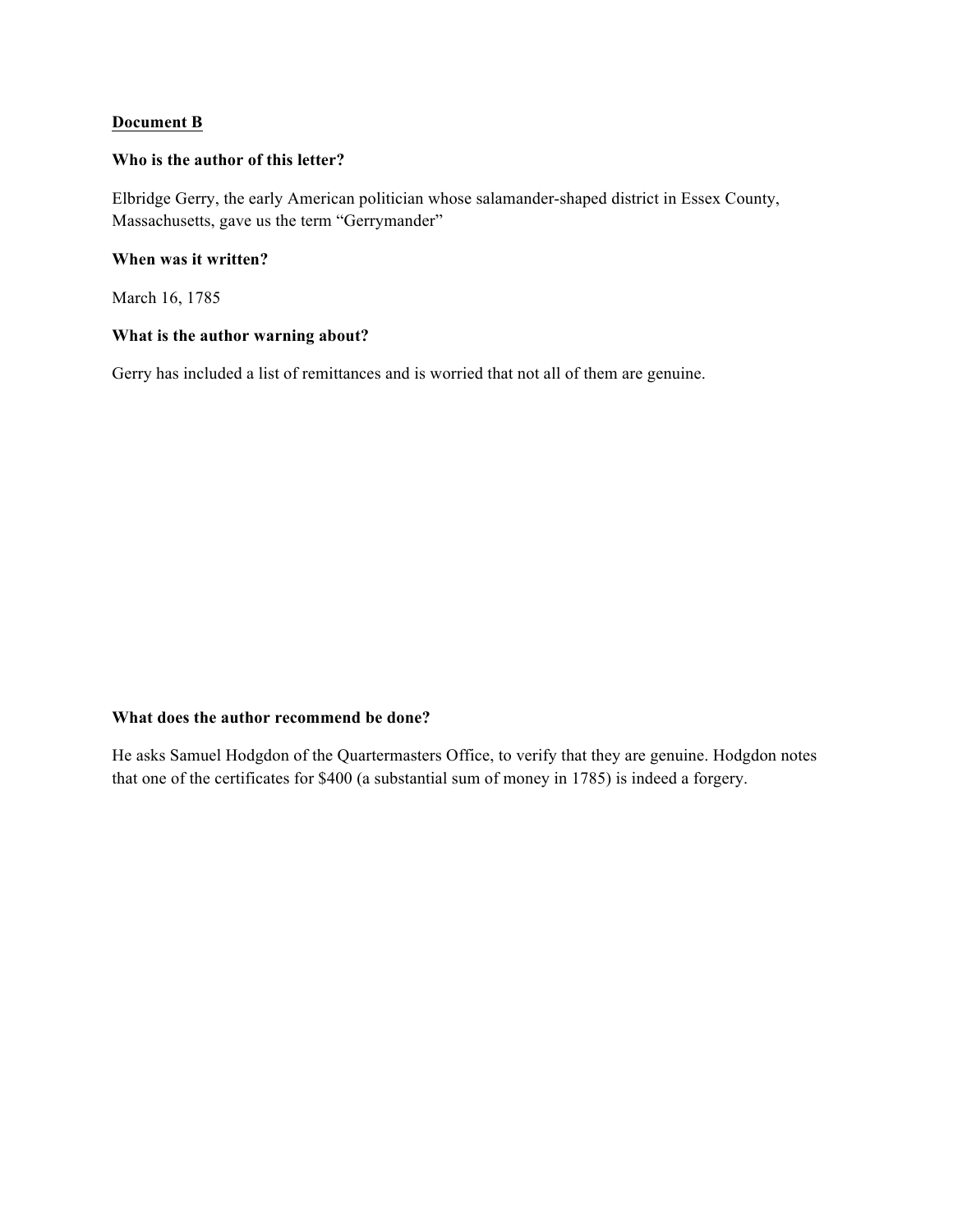**<u>Document B</u>**

**Who is the author of this letter?**

Elbridge Gerry, the early American politician whose salamander-shaped district in Essex County, Massachusetts, gave us the term "Gerrymander"

**When was it written?**

March 16, 1785

**What is the author warning about?**

Gerry has included a list of remittances and is worried that not all of them are genuine.

**What does the author recommend be done?**

He asks Samuel Hodgdon of the Quartermasters Office, to verify that they are genuine. Hodgdon notes that one of the certificates for $400 (a substantial sum of money in 1785) is indeed a forgery.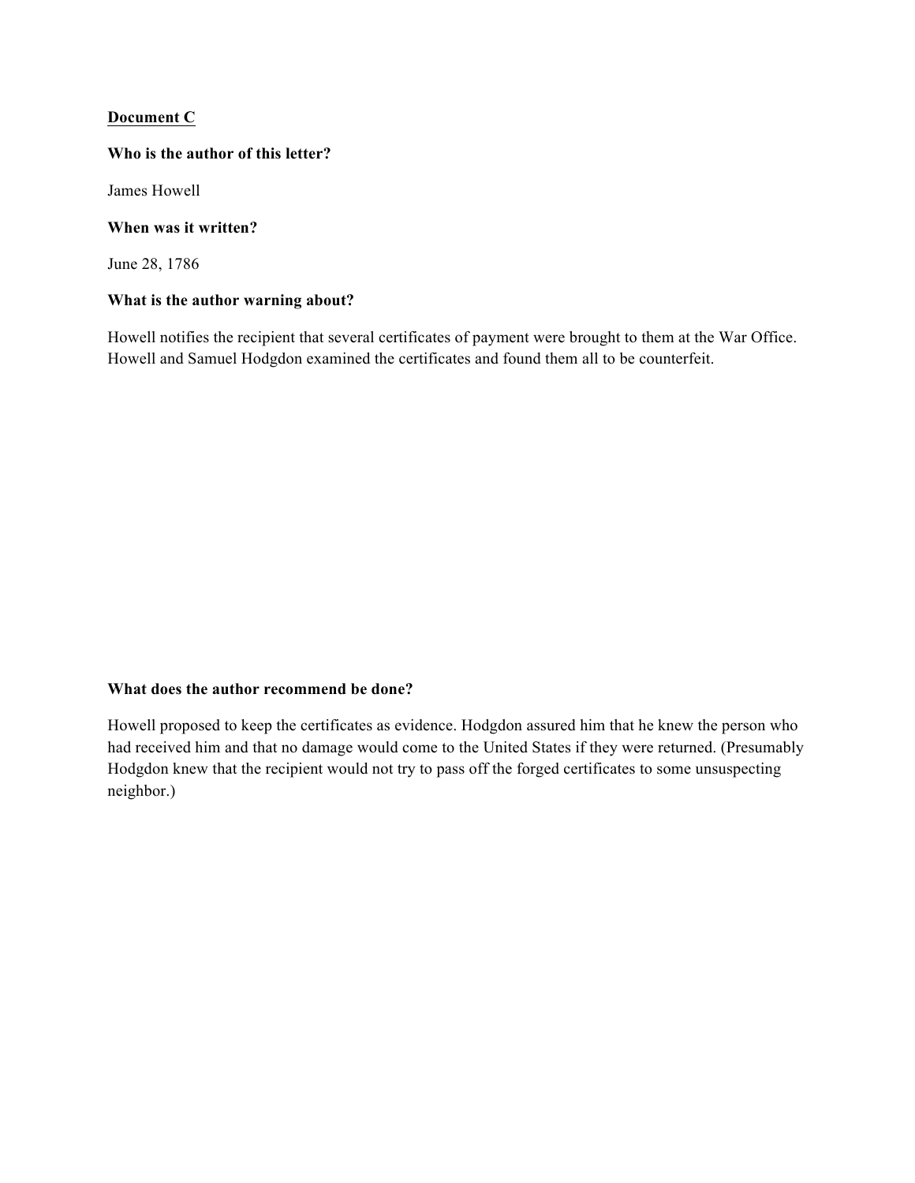**<u>Document C</u>**

**Who is the author of this letter?**

James Howell

**When was it written?**

June 28, 1786

**What is the author warning about?**

Howell notifies the recipient that several certificates of payment were brought to them at the War Office. Howell and Samuel Hodgdon examined the certificates and found them all to be counterfeit.

**What does the author recommend be done?**

Howell proposed to keep the certificates as evidence. Hodgdon assured him that he knew the person who had received him and that no damage would come to the United States if they were returned. (Presumably Hodgdon knew that the recipient would not try to pass off the forged certificates to some unsuspecting neighbor.)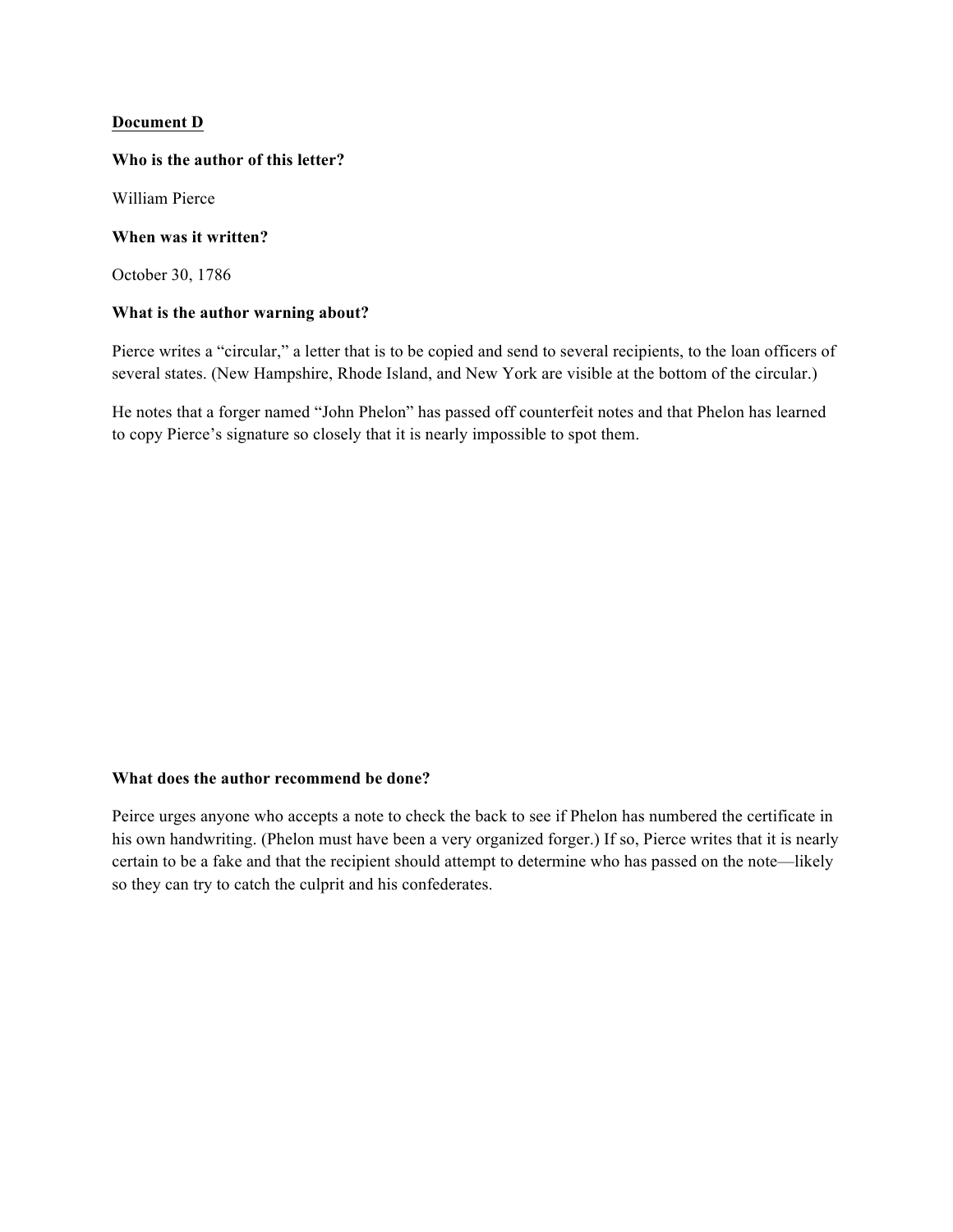**<u>Document D</u>**

**Who is the author of this letter?**

William Pierce

**When was it written?**

October 30, 1786

**What is the author warning about?**

Pierce writes a "circular," a letter that is to be copied and send to several recipients, to the loan officers of several states. (New Hampshire, Rhode Island, and New York are visible at the bottom of the circular.)

He notes that a forger named "John Phelon" has passed off counterfeit notes and that Phelon has learned to copy Pierce's signature so closely that it is nearly impossible to spot them.

**What does the author recommend be done?**

Peirce urges anyone who accepts a note to check the back to see if Phelon has numbered the certificate in his own handwriting. (Phelon must have been a very organized forger.) If so, Pierce writes that it is nearly certain to be a fake and that the recipient should attempt to determine who has passed on the note—likely so they can try to catch the culprit and his confederates.